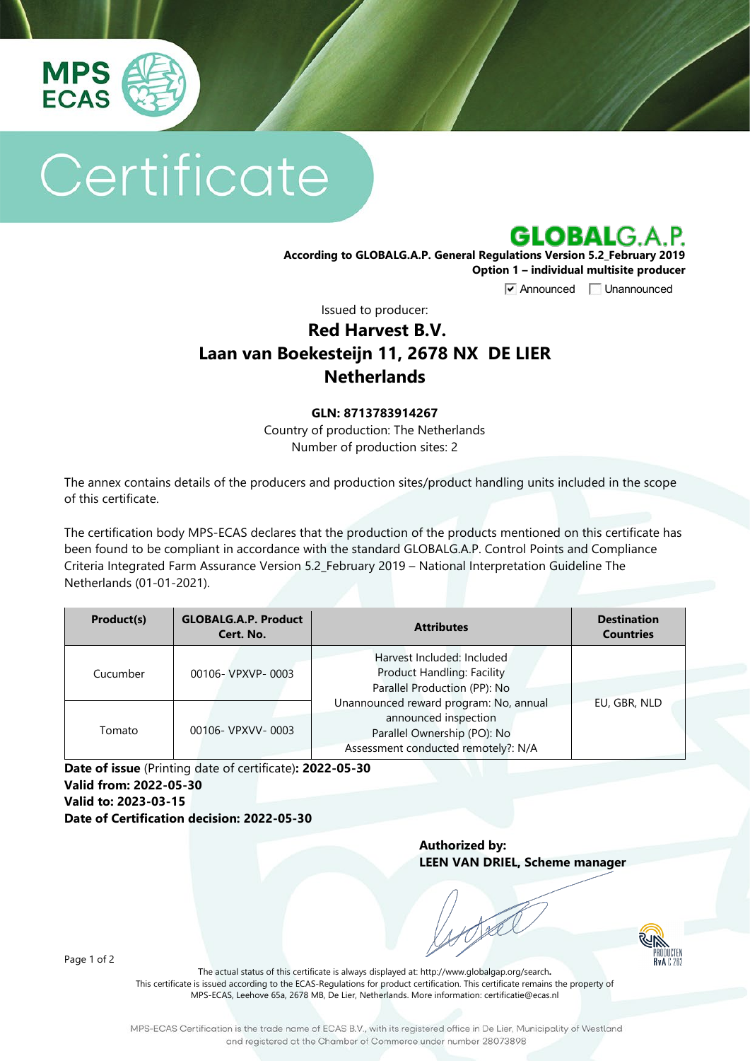MPS ECAS

# Certificate

## GLOBALG.A.P.

**According to GLOBALG.A.P. General Regulations Version 5.2_February 2019**
**Option 1 – individual multisite producer**

☑ Announced ☐ Unannounced

Issued to producer:

## Red Harvest B.V.
## Laan van Boekesteijn 11, 2678 NX DE LIER
## Netherlands

**GLN: 8713783914267**
Country of production: The Netherlands
Number of production sites: 2

The annex contains details of the producers and production sites/product handling units included in the scope of this certificate.

The certification body MPS-ECAS declares that the production of the products mentioned on this certificate has been found to be compliant in accordance with the standard GLOBALG.A.P. Control Points and Compliance Criteria Integrated Farm Assurance Version 5.2_February 2019 – National Interpretation Guideline The Netherlands (01-01-2021).

| Product(s) | GLOBALG.A.P. Product Cert. No. | Attributes | Destination Countries |
|---|---|---|---|
| Cucumber | 00106- VPXVP- 0003 | Harvest Included: Included<br>Product Handling: Facility<br>Parallel Production (PP): No<br>Unannounced reward program: No, annual announced inspection<br>Parallel Ownership (PO): No<br>Assessment conducted remotely?: N/A | EU, GBR, NLD |
| Tomato | 00106- VPXVV- 0003 | | |

**Date of issue** (Printing date of certificate)**: 2022-05-30**
**Valid from: 2022-05-30**
**Valid to: 2023-03-15**
**Date of Certification decision: 2022-05-30**

**Authorized by:**
**LEEN VAN DRIEL, Scheme manager**

The actual status of this certificate is always displayed at: http://www.globalgap.org/search**.**
This certificate is issued according to the ECAS-Regulations for product certification. This certificate remains the property of MPS-ECAS, Leehove 65a, 2678 MB, De Lier, Netherlands. More information: certificatie@ecas.nl

MPS-ECAS Certification is the trade name of ECAS B.V., with its registered office in De Lier, Municipality of Westland and registered at the Chamber of Commerce under number 28073898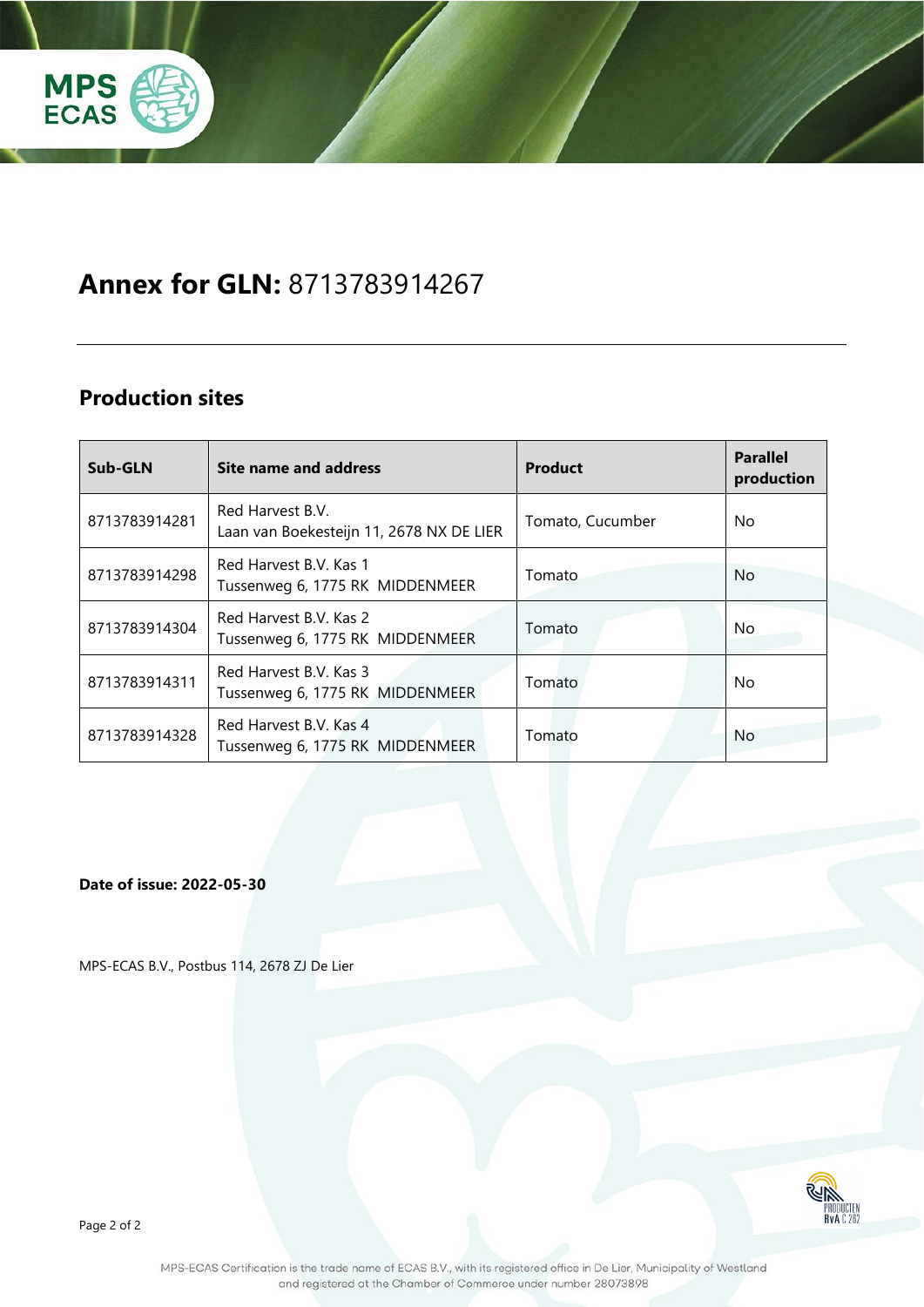# **Annex for GLN:** 8713783914267

## Production sites

| Sub-GLN | Site name and address | Product | Parallel production |
|---|---|---|---|
| 8713783914281 | Red Harvest B.V.<br>Laan van Boekesteijn 11, 2678 NX DE LIER | Tomato, Cucumber | No |
| 8713783914298 | Red Harvest B.V. Kas 1<br>Tussenweg 6, 1775 RK MIDDENMEER | Tomato | No |
| 8713783914304 | Red Harvest B.V. Kas 2<br>Tussenweg 6, 1775 RK MIDDENMEER | Tomato | No |
| 8713783914311 | Red Harvest B.V. Kas 3<br>Tussenweg 6, 1775 RK MIDDENMEER | Tomato | No |
| 8713783914328 | Red Harvest B.V. Kas 4<br>Tussenweg 6, 1775 RK MIDDENMEER | Tomato | No |

**Date of issue: 2022-05-30**

MPS-ECAS B.V., Postbus 114, 2678 ZJ De Lier

MPS-ECAS Certification is the trade name of ECAS B.V., with its registered office in De Lier, Municipality of Westland and registered at the Chamber of Commerce under number 28073898